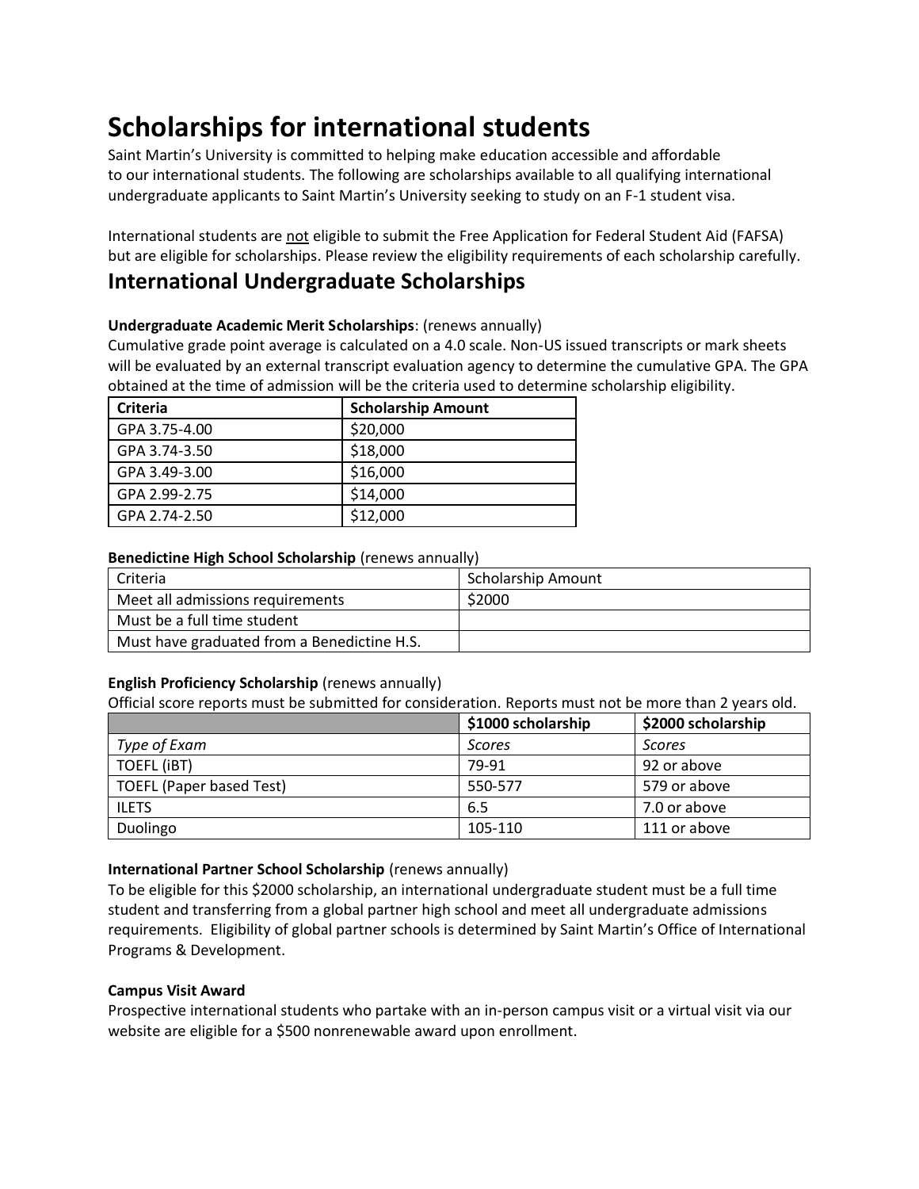# Scholarships for international students

Saint Martin's University is committed to helping make education accessible and affordable to our international students. The following are scholarships available to all qualifying international undergraduate applicants to Saint Martin's University seeking to study on an F-1 student visa.

International students are not eligible to submit the Free Application for Federal Student Aid (FAFSA) but are eligible for scholarships. Please review the eligibility requirements of each scholarship carefully.

## International Undergraduate Scholarships

**Undergraduate Academic Merit Scholarships**: (renews annually)

Cumulative grade point average is calculated on a 4.0 scale. Non-US issued transcripts or mark sheets will be evaluated by an external transcript evaluation agency to determine the cumulative GPA. The GPA obtained at the time of admission will be the criteria used to determine scholarship eligibility.

| Criteria | Scholarship Amount |
|---|---|
| GPA 3.75-4.00 | $20,000 |
| GPA 3.74-3.50 | $18,000 |
| GPA 3.49-3.00 | $16,000 |
| GPA 2.99-2.75 | $14,000 |
| GPA 2.74-2.50 | $12,000 |

**Benedictine High School Scholarship** (renews annually)

| Criteria | Scholarship Amount |
|---|---|
| Meet all admissions requirements | $2000 |
| Must be a full time student | |
| Must have graduated from a Benedictine H.S. | |

**English Proficiency Scholarship** (renews annually)

Official score reports must be submitted for consideration. Reports must not be more than 2 years old.

| | $1000 scholarship | $2000 scholarship |
|---|---|---|
| *Type of Exam* | *Scores* | *Scores* |
| TOEFL (iBT) | 79-91 | 92 or above |
| TOEFL (Paper based Test) | 550-577 | 579 or above |
| ILETS | 6.5 | 7.0 or above |
| Duolingo | 105-110 | 111 or above |

**International Partner School Scholarship** (renews annually)

To be eligible for this $2000 scholarship, an international undergraduate student must be a full time student and transferring from a global partner high school and meet all undergraduate admissions requirements. Eligibility of global partner schools is determined by Saint Martin's Office of International Programs & Development.

**Campus Visit Award**

Prospective international students who partake with an in-person campus visit or a virtual visit via our website are eligible for a $500 nonrenewable award upon enrollment.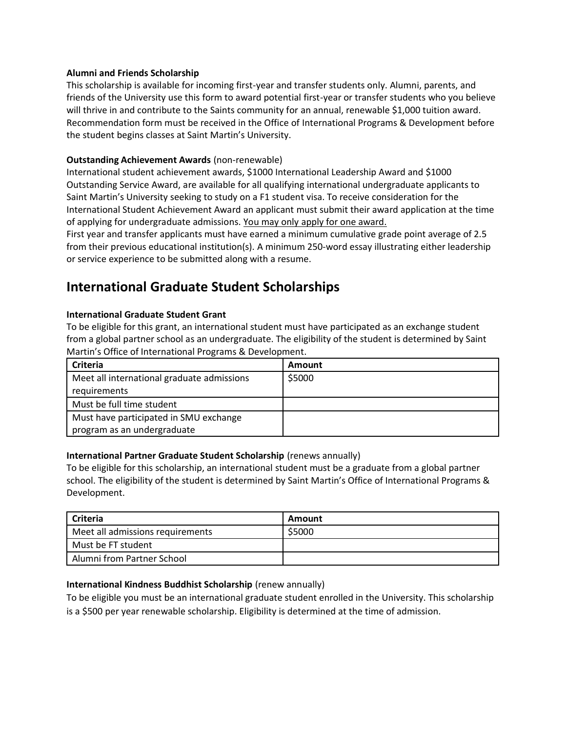**Alumni and Friends Scholarship**

This scholarship is available for incoming first-year and transfer students only. Alumni, parents, and friends of the University use this form to award potential first-year or transfer students who you believe will thrive in and contribute to the Saints community for an annual, renewable $1,000 tuition award. Recommendation form must be received in the Office of International Programs & Development before the student begins classes at Saint Martin's University.

**Outstanding Achievement Awards** (non-renewable)

International student achievement awards, $1000 International Leadership Award and $1000 Outstanding Service Award, are available for all qualifying international undergraduate applicants to Saint Martin's University seeking to study on a F1 student visa. To receive consideration for the International Student Achievement Award an applicant must submit their award application at the time of applying for undergraduate admissions. <u>You may only apply for one award.</u>

First year and transfer applicants must have earned a minimum cumulative grade point average of 2.5 from their previous educational institution(s). A minimum 250-word essay illustrating either leadership or service experience to be submitted along with a resume.

## International Graduate Student Scholarships

**International Graduate Student Grant**

To be eligible for this grant, an international student must have participated as an exchange student from a global partner school as an undergraduate. The eligibility of the student is determined by Saint Martin's Office of International Programs & Development.

| Criteria | Amount |
|---|---|
| Meet all international graduate admissions requirements | $5000 |
| Must be full time student | |
| Must have participated in SMU exchange program as an undergraduate | |

**International Partner Graduate Student Scholarship** (renews annually)

To be eligible for this scholarship, an international student must be a graduate from a global partner school. The eligibility of the student is determined by Saint Martin's Office of International Programs & Development.

| Criteria | Amount |
|---|---|
| Meet all admissions requirements | $5000 |
| Must be FT student | |
| Alumni from Partner School | |

**International Kindness Buddhist Scholarship** (renew annually)

To be eligible you must be an international graduate student enrolled in the University. This scholarship is a $500 per year renewable scholarship. Eligibility is determined at the time of admission.